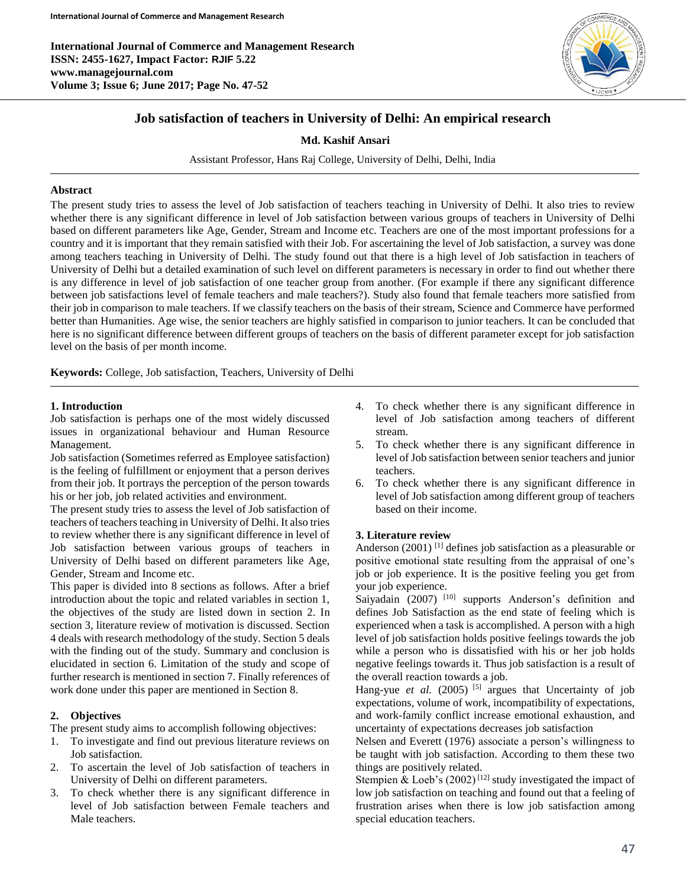# Job satisfaction of teachers in University of Delhi: An empirical research

**Md. Kashif Ansari**

Assistant Professor, Hans Raj College, University of Delhi, Delhi, India

## Abstract

The present study tries to assess the level of Job satisfaction of teachers teaching in University of Delhi. It also tries to review whether there is any significant difference in level of Job satisfaction between various groups of teachers in University of Delhi based on different parameters like Age, Gender, Stream and Income etc. Teachers are one of the most important professions for a country and it is important that they remain satisfied with their Job. For ascertaining the level of Job satisfaction, a survey was done among teachers teaching in University of Delhi. The study found out that there is a high level of Job satisfaction in teachers of University of Delhi but a detailed examination of such level on different parameters is necessary in order to find out whether there is any difference in level of job satisfaction of one teacher group from another. (For example if there any significant difference between job satisfactions level of female teachers and male teachers?). Study also found that female teachers more satisfied from their job in comparison to male teachers. If we classify teachers on the basis of their stream, Science and Commerce have performed better than Humanities. Age wise, the senior teachers are highly satisfied in comparison to junior teachers. It can be concluded that here is no significant difference between different groups of teachers on the basis of different parameter except for job satisfaction level on the basis of per month income.

**Keywords:** College, Job satisfaction, Teachers, University of Delhi

## 1. Introduction

Job satisfaction is perhaps one of the most widely discussed issues in organizational behaviour and Human Resource Management.

Job satisfaction (Sometimes referred as Employee satisfaction) is the feeling of fulfillment or enjoyment that a person derives from their job. It portrays the perception of the person towards his or her job, job related activities and environment.

The present study tries to assess the level of Job satisfaction of teachers of teachers teaching in University of Delhi. It also tries to review whether there is any significant difference in level of Job satisfaction between various groups of teachers in University of Delhi based on different parameters like Age, Gender, Stream and Income etc.

This paper is divided into 8 sections as follows. After a brief introduction about the topic and related variables in section 1, the objectives of the study are listed down in section 2. In section 3, literature review of motivation is discussed. Section 4 deals with research methodology of the study. Section 5 deals with the finding out of the study. Summary and conclusion is elucidated in section 6. Limitation of the study and scope of further research is mentioned in section 7. Finally references of work done under this paper are mentioned in Section 8.

## 2. Objectives

The present study aims to accomplish following objectives:

1. To investigate and find out previous literature reviews on Job satisfaction.
2. To ascertain the level of Job satisfaction of teachers in University of Delhi on different parameters.
3. To check whether there is any significant difference in level of Job satisfaction between Female teachers and Male teachers.
4. To check whether there is any significant difference in level of Job satisfaction among teachers of different stream.
5. To check whether there is any significant difference in level of Job satisfaction between senior teachers and junior teachers.
6. To check whether there is any significant difference in level of Job satisfaction among different group of teachers based on their income.

## 3. Literature review

Anderson (2001) [1] defines job satisfaction as a pleasurable or positive emotional state resulting from the appraisal of one's job or job experience. It is the positive feeling you get from your job experience.

Saiyadain (2007) [10] supports Anderson's definition and defines Job Satisfaction as the end state of feeling which is experienced when a task is accomplished. A person with a high level of job satisfaction holds positive feelings towards the job while a person who is dissatisfied with his or her job holds negative feelings towards it. Thus job satisfaction is a result of the overall reaction towards a job.

Hang-yue *et al.* (2005) [5] argues that Uncertainty of job expectations, volume of work, incompatibility of expectations, and work-family conflict increase emotional exhaustion, and uncertainty of expectations decreases job satisfaction

Nelsen and Everett (1976) associate a person's willingness to be taught with job satisfaction. According to them these two things are positively related.

Stempien & Loeb's (2002) [12] study investigated the impact of low job satisfaction on teaching and found out that a feeling of frustration arises when there is low job satisfaction among special education teachers.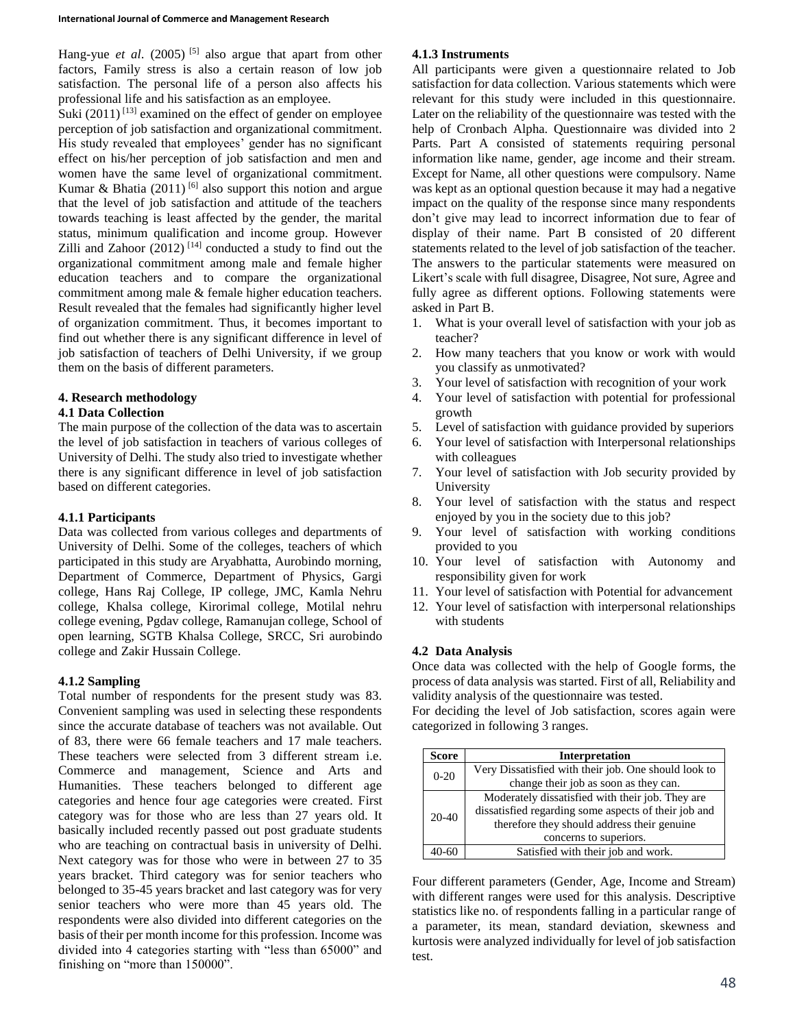Hang-yue *et al*. (2005) [5] also argue that apart from other factors, Family stress is also a certain reason of low job satisfaction. The personal life of a person also affects his professional life and his satisfaction as an employee.

Suki (2011) [13] examined on the effect of gender on employee perception of job satisfaction and organizational commitment. His study revealed that employees' gender has no significant effect on his/her perception of job satisfaction and men and women have the same level of organizational commitment. Kumar & Bhatia (2011) [6] also support this notion and argue that the level of job satisfaction and attitude of the teachers towards teaching is least affected by the gender, the marital status, minimum qualification and income group. However Zilli and Zahoor (2012) [14] conducted a study to find out the organizational commitment among male and female higher education teachers and to compare the organizational commitment among male & female higher education teachers. Result revealed that the females had significantly higher level of organization commitment. Thus, it becomes important to find out whether there is any significant difference in level of job satisfaction of teachers of Delhi University, if we group them on the basis of different parameters.

## 4. Research methodology

### 4.1 Data Collection

The main purpose of the collection of the data was to ascertain the level of job satisfaction in teachers of various colleges of University of Delhi. The study also tried to investigate whether there is any significant difference in level of job satisfaction based on different categories.

#### 4.1.1 Participants

Data was collected from various colleges and departments of University of Delhi. Some of the colleges, teachers of which participated in this study are Aryabhatta, Aurobindo morning, Department of Commerce, Department of Physics, Gargi college, Hans Raj College, IP college, JMC, Kamla Nehru college, Khalsa college, Kirorimal college, Motilal nehru college evening, Pgdav college, Ramanujan college, School of open learning, SGTB Khalsa College, SRCC, Sri aurobindo college and Zakir Hussain College.

#### 4.1.2 Sampling

Total number of respondents for the present study was 83. Convenient sampling was used in selecting these respondents since the accurate database of teachers was not available. Out of 83, there were 66 female teachers and 17 male teachers. These teachers were selected from 3 different stream i.e. Commerce and management, Science and Arts and Humanities. These teachers belonged to different age categories and hence four age categories were created. First category was for those who are less than 27 years old. It basically included recently passed out post graduate students who are teaching on contractual basis in university of Delhi. Next category was for those who were in between 27 to 35 years bracket. Third category was for senior teachers who belonged to 35-45 years bracket and last category was for very senior teachers who were more than 45 years old. The respondents were also divided into different categories on the basis of their per month income for this profession. Income was divided into 4 categories starting with "less than 65000" and finishing on "more than 150000".

#### 4.1.3 Instruments

All participants were given a questionnaire related to Job satisfaction for data collection. Various statements which were relevant for this study were included in this questionnaire. Later on the reliability of the questionnaire was tested with the help of Cronbach Alpha. Questionnaire was divided into 2 Parts. Part A consisted of statements requiring personal information like name, gender, age income and their stream. Except for Name, all other questions were compulsory. Name was kept as an optional question because it may had a negative impact on the quality of the response since many respondents don't give may lead to incorrect information due to fear of display of their name. Part B consisted of 20 different statements related to the level of job satisfaction of the teacher. The answers to the particular statements were measured on Likert's scale with full disagree, Disagree, Not sure, Agree and fully agree as different options. Following statements were asked in Part B.

1. What is your overall level of satisfaction with your job as teacher?
2. How many teachers that you know or work with would you classify as unmotivated?
3. Your level of satisfaction with recognition of your work
4. Your level of satisfaction with potential for professional growth
5. Level of satisfaction with guidance provided by superiors
6. Your level of satisfaction with Interpersonal relationships with colleagues
7. Your level of satisfaction with Job security provided by University
8. Your level of satisfaction with the status and respect enjoyed by you in the society due to this job?
9. Your level of satisfaction with working conditions provided to you
10. Your level of satisfaction with Autonomy and responsibility given for work
11. Your level of satisfaction with Potential for advancement
12. Your level of satisfaction with interpersonal relationships with students

### 4.2 Data Analysis

Once data was collected with the help of Google forms, the process of data analysis was started. First of all, Reliability and validity analysis of the questionnaire was tested.

For deciding the level of Job satisfaction, scores again were categorized in following 3 ranges.

| Score | Interpretation |
|---|---|
| 0-20 | Very Dissatisfied with their job. One should look to change their job as soon as they can. |
| 20-40 | Moderately dissatisfied with their job. They are dissatisfied regarding some aspects of their job and therefore they should address their genuine concerns to superiors. |
| 40-60 | Satisfied with their job and work. |

Four different parameters (Gender, Age, Income and Stream) with different ranges were used for this analysis. Descriptive statistics like no. of respondents falling in a particular range of a parameter, its mean, standard deviation, skewness and kurtosis were analyzed individually for level of job satisfaction test.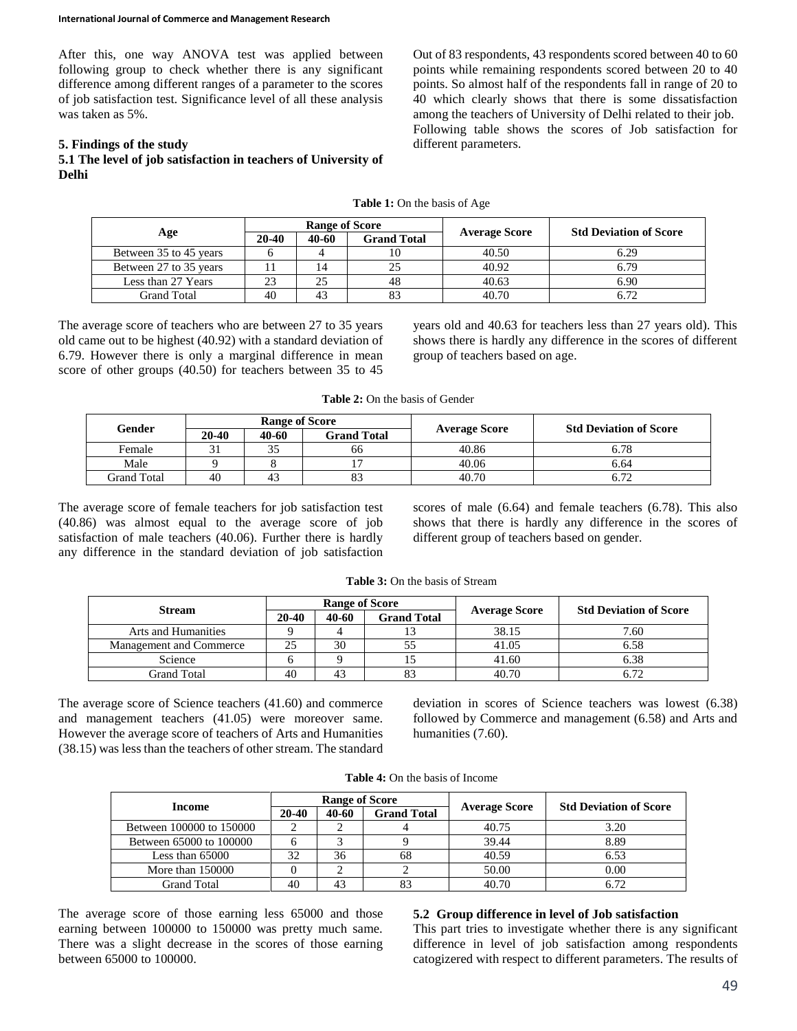After this, one way ANOVA test was applied between following group to check whether there is any significant difference among different ranges of a parameter to the scores of job satisfaction test. Significance level of all these analysis was taken as 5%.

## 5. Findings of the study

### 5.1 The level of job satisfaction in teachers of University of Delhi

Out of 83 respondents, 43 respondents scored between 40 to 60 points while remaining respondents scored between 20 to 40 points. So almost half of the respondents fall in range of 20 to 40 which clearly shows that there is some dissatisfaction among the teachers of University of Delhi related to their job.

Following table shows the scores of Job satisfaction for different parameters.

**Table 1:** On the basis of Age

| Age | Range of Score | | | Average Score | Std Deviation of Score |
|---|---|---|---|---|---|
| | 20-40 | 40-60 | Grand Total | | |
| Between 35 to 45 years | 6 | 4 | 10 | 40.50 | 6.29 |
| Between 27 to 35 years | 11 | 14 | 25 | 40.92 | 6.79 |
| Less than 27 Years | 23 | 25 | 48 | 40.63 | 6.90 |
| Grand Total | 40 | 43 | 83 | 40.70 | 6.72 |

The average score of teachers who are between 27 to 35 years old came out to be highest (40.92) with a standard deviation of 6.79. However there is only a marginal difference in mean score of other groups (40.50) for teachers between 35 to 45 years old and 40.63 for teachers less than 27 years old). This shows there is hardly any difference in the scores of different group of teachers based on age.

**Table 2:** On the basis of Gender

| Gender | Range of Score | | | Average Score | Std Deviation of Score |
|---|---|---|---|---|---|
| | 20-40 | 40-60 | Grand Total | | |
| Female | 31 | 35 | 66 | 40.86 | 6.78 |
| Male | 9 | 8 | 17 | 40.06 | 6.64 |
| Grand Total | 40 | 43 | 83 | 40.70 | 6.72 |

The average score of female teachers for job satisfaction test (40.86) was almost equal to the average score of job satisfaction of male teachers (40.06). Further there is hardly any difference in the standard deviation of job satisfaction scores of male (6.64) and female teachers (6.78). This also shows that there is hardly any difference in the scores of different group of teachers based on gender.

**Table 3:** On the basis of Stream

| Stream | Range of Score | | | Average Score | Std Deviation of Score |
|---|---|---|---|---|---|
| | 20-40 | 40-60 | Grand Total | | |
| Arts and Humanities | 9 | 4 | 13 | 38.15 | 7.60 |
| Management and Commerce | 25 | 30 | 55 | 41.05 | 6.58 |
| Science | 6 | 9 | 15 | 41.60 | 6.38 |
| Grand Total | 40 | 43 | 83 | 40.70 | 6.72 |

The average score of Science teachers (41.60) and commerce and management teachers (41.05) were moreover same. However the average score of teachers of Arts and Humanities (38.15) was less than the teachers of other stream. The standard deviation in scores of Science teachers was lowest (6.38) followed by Commerce and management (6.58) and Arts and humanities (7.60).

**Table 4:** On the basis of Income

| Income | Range of Score | | | Average Score | Std Deviation of Score |
|---|---|---|---|---|---|
| | 20-40 | 40-60 | Grand Total | | |
| Between 100000 to 150000 | 2 | 2 | 4 | 40.75 | 3.20 |
| Between 65000 to 100000 | 6 | 3 | 9 | 39.44 | 8.89 |
| Less than 65000 | 32 | 36 | 68 | 40.59 | 6.53 |
| More than 150000 | 0 | 2 | 2 | 50.00 | 0.00 |
| Grand Total | 40 | 43 | 83 | 40.70 | 6.72 |

The average score of those earning less 65000 and those earning between 100000 to 150000 was pretty much same. There was a slight decrease in the scores of those earning between 65000 to 100000.

### 5.2 Group difference in level of Job satisfaction

This part tries to investigate whether there is any significant difference in level of job satisfaction among respondents catogizered with respect to different parameters. The results of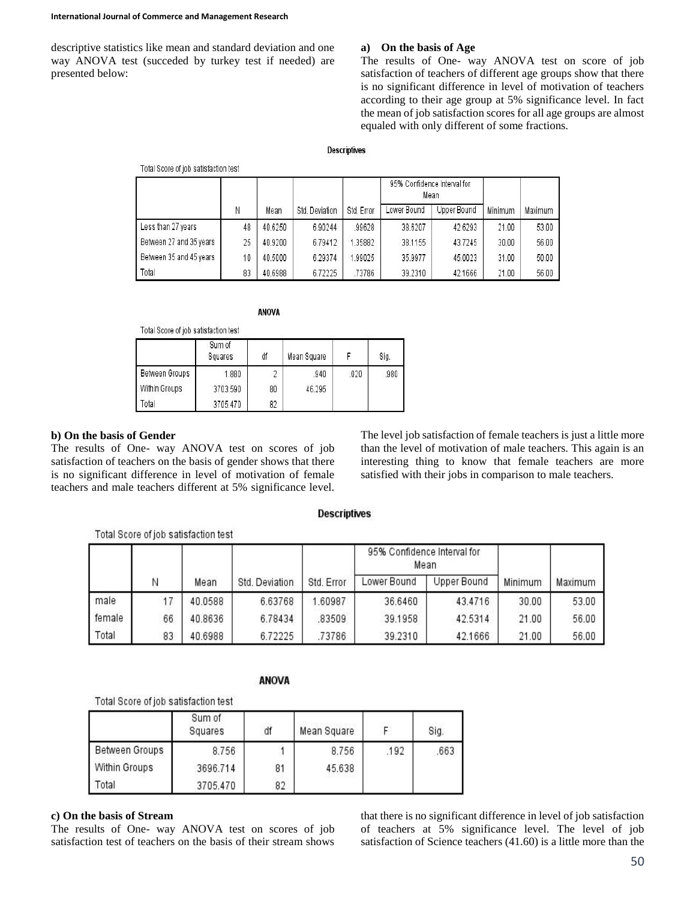descriptive statistics like mean and standard deviation and one way ANOVA test (succeded by turkey test if needed) are presented below:

**a) On the basis of Age**

The results of One- way ANOVA test on score of job satisfaction of teachers of different age groups show that there is no significant difference in level of motivation of teachers according to their age group at 5% significance level. In fact the mean of job satisfaction scores for all age groups are almost equaled with only different of some fractions.

**Descriptives**

Total Score of job satisfaction test

| | N | Mean | Std. Deviation | Std. Error | 95% Confidence Interval for Mean | | Minimum | Maximum |
|---|---|---|---|---|---|---|---|---|
| | | | | | Lower Bound | Upper Bound | | |
| Less than 27 years | 48 | 40.6250 | 6.90244 | .99628 | 38.6207 | 42.6293 | 21.00 | 53.00 |
| Between 27 and 35 years | 25 | 40.9200 | 6.79412 | 1.35882 | 38.1155 | 43.7245 | 30.00 | 56.00 |
| Between 35 and 45 years | 10 | 40.5000 | 6.29374 | 1.99025 | 35.9977 | 45.0023 | 31.00 | 50.00 |
| Total | 83 | 40.6988 | 6.72225 | .73786 | 39.2310 | 42.1666 | 21.00 | 56.00 |

**ANOVA**

Total Score of job satisfaction test

| | Sum of Squares | df | Mean Square | F | Sig. |
|---|---|---|---|---|---|
| Between Groups | 1.880 | 2 | .940 | .020 | .980 |
| Within Groups | 3703.590 | 80 | 46.295 | | |
| Total | 3705.470 | 82 | | | |

**b) On the basis of Gender**

The results of One- way ANOVA test on scores of job satisfaction of teachers on the basis of gender shows that there is no significant difference in level of motivation of female teachers and male teachers different at 5% significance level. The level job satisfaction of female teachers is just a little more than the level of motivation of male teachers. This again is an interesting thing to know that female teachers are more satisfied with their jobs in comparison to male teachers.

**Descriptives**

Total Score of job satisfaction test

| | N | Mean | Std. Deviation | Std. Error | 95% Confidence Interval for Mean | | Minimum | Maximum |
|---|---|---|---|---|---|---|---|---|
| | | | | | Lower Bound | Upper Bound | | |
| male | 17 | 40.0588 | 6.63768 | 1.60987 | 36.6460 | 43.4716 | 30.00 | 53.00 |
| female | 66 | 40.8636 | 6.78434 | .83509 | 39.1958 | 42.5314 | 21.00 | 56.00 |
| Total | 83 | 40.6988 | 6.72225 | .73786 | 39.2310 | 42.1666 | 21.00 | 56.00 |

**ANOVA**

Total Score of job satisfaction test

| | Sum of Squares | df | Mean Square | F | Sig. |
|---|---|---|---|---|---|
| Between Groups | 8.756 | 1 | 8.756 | .192 | .663 |
| Within Groups | 3696.714 | 81 | 45.638 | | |
| Total | 3705.470 | 82 | | | |

**c) On the basis of Stream**

The results of One- way ANOVA test on scores of job satisfaction test of teachers on the basis of their stream shows that there is no significant difference in level of job satisfaction of teachers at 5% significance level. The level of job satisfaction of Science teachers (41.60) is a little more than the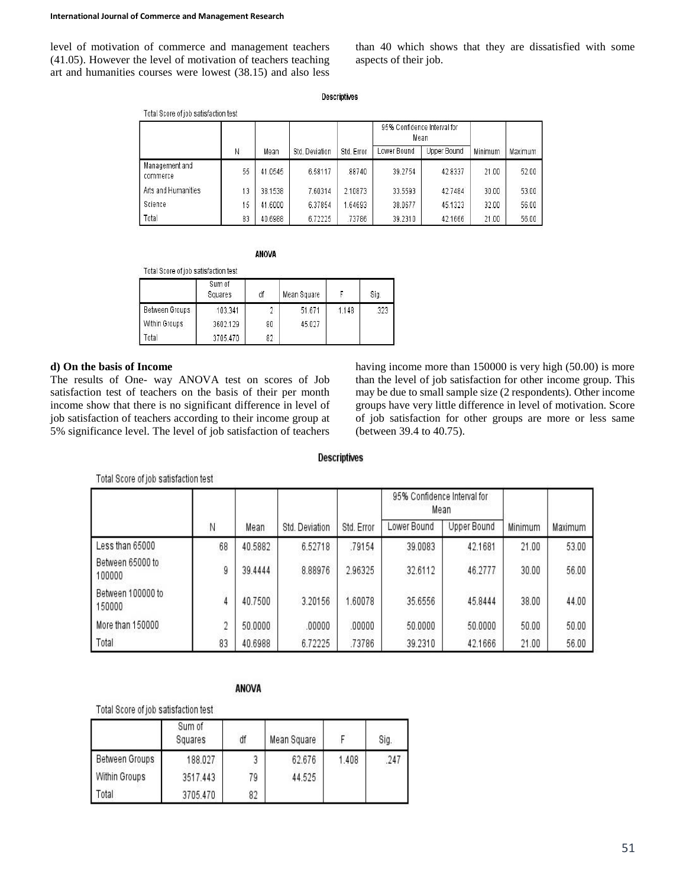level of motivation of commerce and management teachers (41.05). However the level of motivation of teachers teaching art and humanities courses were lowest (38.15) and also less than 40 which shows that they are dissatisfied with some aspects of their job.

**Descriptives**

Total Score of job satisfaction test

| | N | Mean | Std. Deviation | Std. Error | 95% Confidence Interval for Mean | | Minimum | Maximum |
|---|---|---|---|---|---|---|---|---|
| | | | | | Lower Bound | Upper Bound | | |
| Management and commerce | 55 | 41.0545 | 6.58117 | .88740 | 39.2754 | 42.8337 | 21.00 | 52.00 |
| Arts and Humanities | 13 | 38.1538 | 7.60314 | 2.10873 | 33.5593 | 42.7484 | 30.00 | 53.00 |
| Science | 15 | 41.6000 | 6.37854 | 1.64693 | 38.0677 | 45.1323 | 32.00 | 56.00 |
| Total | 83 | 40.6988 | 6.72225 | .73786 | 39.2310 | 42.1666 | 21.00 | 56.00 |

**ANOVA**

Total Score of job satisfaction test

| | Sum of Squares | df | Mean Square | F | Sig. |
|---|---|---|---|---|---|
| Between Groups | 103.341 | 2 | 51.671 | 1.148 | .323 |
| Within Groups | 3602.129 | 80 | 45.027 | | |
| Total | 3705.470 | 82 | | | |

**d) On the basis of Income**

The results of One- way ANOVA test on scores of Job satisfaction test of teachers on the basis of their per month income show that there is no significant difference in level of job satisfaction of teachers according to their income group at 5% significance level. The level of job satisfaction of teachers having income more than 150000 is very high (50.00) is more than the level of job satisfaction for other income group. This may be due to small sample size (2 respondents). Other income groups have very little difference in level of motivation. Score of job satisfaction for other groups are more or less same (between 39.4 to 40.75).

**Descriptives**

Total Score of job satisfaction test

| | N | Mean | Std. Deviation | Std. Error | 95% Confidence Interval for Mean | | Minimum | Maximum |
|---|---|---|---|---|---|---|---|---|
| | | | | | Lower Bound | Upper Bound | | |
| Less than 65000 | 68 | 40.5882 | 6.52718 | .79154 | 39.0083 | 42.1681 | 21.00 | 53.00 |
| Between 65000 to 100000 | 9 | 39.4444 | 8.88976 | 2.96325 | 32.6112 | 46.2777 | 30.00 | 56.00 |
| Between 100000 to 150000 | 4 | 40.7500 | 3.20156 | 1.60078 | 35.6556 | 45.8444 | 38.00 | 44.00 |
| More than 150000 | 2 | 50.0000 | .00000 | .00000 | 50.0000 | 50.0000 | 50.00 | 50.00 |
| Total | 83 | 40.6988 | 6.72225 | .73786 | 39.2310 | 42.1666 | 21.00 | 56.00 |

**ANOVA**

Total Score of job satisfaction test

| | Sum of Squares | df | Mean Square | F | Sig. |
|---|---|---|---|---|---|
| Between Groups | 188.027 | 3 | 62.676 | 1.408 | .247 |
| Within Groups | 3517.443 | 79 | 44.525 | | |
| Total | 3705.470 | 82 | | | |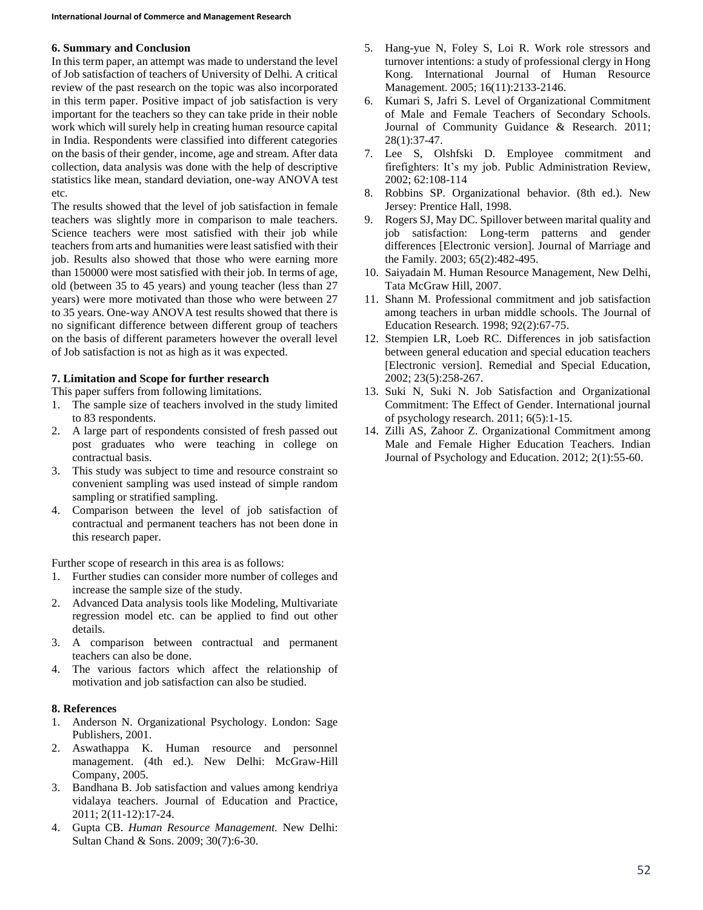## 6. Summary and Conclusion

In this term paper, an attempt was made to understand the level of Job satisfaction of teachers of University of Delhi. A critical review of the past research on the topic was also incorporated in this term paper. Positive impact of job satisfaction is very important for the teachers so they can take pride in their noble work which will surely help in creating human resource capital in India. Respondents were classified into different categories on the basis of their gender, income, age and stream. After data collection, data analysis was done with the help of descriptive statistics like mean, standard deviation, one-way ANOVA test etc.

The results showed that the level of job satisfaction in female teachers was slightly more in comparison to male teachers. Science teachers were most satisfied with their job while teachers from arts and humanities were least satisfied with their job. Results also showed that those who were earning more than 150000 were most satisfied with their job. In terms of age, old (between 35 to 45 years) and young teacher (less than 27 years) were more motivated than those who were between 27 to 35 years. One-way ANOVA test results showed that there is no significant difference between different group of teachers on the basis of different parameters however the overall level of Job satisfaction is not as high as it was expected.

## 7. Limitation and Scope for further research

This paper suffers from following limitations.

1. The sample size of teachers involved in the study limited to 83 respondents.
2. A large part of respondents consisted of fresh passed out post graduates who were teaching in college on contractual basis.
3. This study was subject to time and resource constraint so convenient sampling was used instead of simple random sampling or stratified sampling.
4. Comparison between the level of job satisfaction of contractual and permanent teachers has not been done in this research paper.

Further scope of research in this area is as follows:

1. Further studies can consider more number of colleges and increase the sample size of the study.
2. Advanced Data analysis tools like Modeling, Multivariate regression model etc. can be applied to find out other details.
3. A comparison between contractual and permanent teachers can also be done.
4. The various factors which affect the relationship of motivation and job satisfaction can also be studied.

## 8. References

1. Anderson N. Organizational Psychology. London: Sage Publishers, 2001.
2. Aswathappa K. Human resource and personnel management. (4th ed.). New Delhi: McGraw-Hill Company, 2005.
3. Bandhana B. Job satisfaction and values among kendriya vidalaya teachers. Journal of Education and Practice, 2011; 2(11-12):17-24.
4. Gupta CB. *Human Resource Management.* New Delhi: Sultan Chand & Sons. 2009; 30(7):6-30.
5. Hang-yue N, Foley S, Loi R. Work role stressors and turnover intentions: a study of professional clergy in Hong Kong. International Journal of Human Resource Management. 2005; 16(11):2133-2146.
6. Kumari S, Jafri S. Level of Organizational Commitment of Male and Female Teachers of Secondary Schools. Journal of Community Guidance & Research. 2011; 28(1):37-47.
7. Lee S, Olshfski D. Employee commitment and firefighters: It's my job. Public Administration Review, 2002; 62:108-114
8. Robbins SP. Organizational behavior. (8th ed.). New Jersey: Prentice Hall, 1998.
9. Rogers SJ, May DC. Spillover between marital quality and job satisfaction: Long-term patterns and gender differences [Electronic version]. Journal of Marriage and the Family. 2003; 65(2):482-495.
10. Saiyadain M. Human Resource Management, New Delhi, Tata McGraw Hill, 2007.
11. Shann M. Professional commitment and job satisfaction among teachers in urban middle schools. The Journal of Education Research. 1998; 92(2):67-75.
12. Stempien LR, Loeb RC. Differences in job satisfaction between general education and special education teachers [Electronic version]. Remedial and Special Education, 2002; 23(5):258-267.
13. Suki N, Suki N. Job Satisfaction and Organizational Commitment: The Effect of Gender. International journal of psychology research. 2011; 6(5):1-15.
14. Zilli AS, Zahoor Z. Organizational Commitment among Male and Female Higher Education Teachers. Indian Journal of Psychology and Education. 2012; 2(1):55-60.